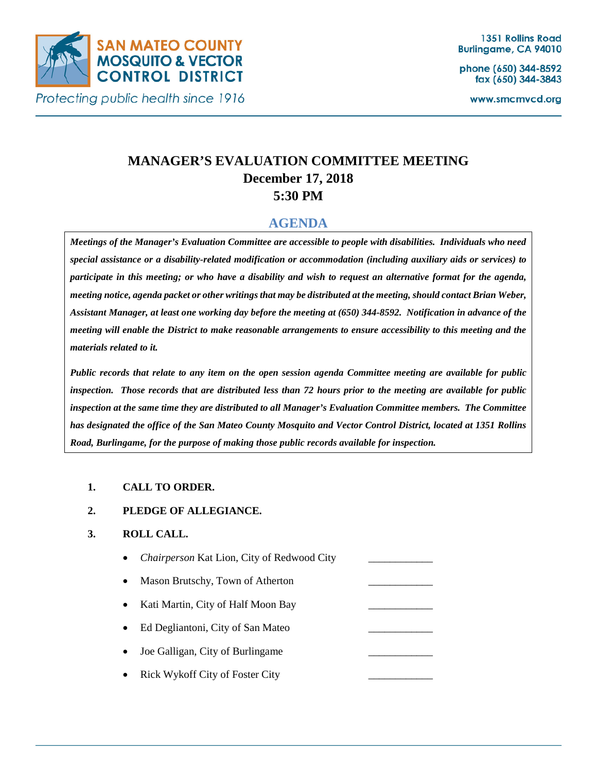SAN MATEO COUNTY MOSQUITO & VECTOR CONTROL DISTRICT

*Protecting public health since 1916*

1351 Rollins Road
Burlingame, CA 94010

phone (650) 344-8592
fax (650) 344-3843

www.smcmvcd.org

# MANAGER'S EVALUATION COMMITTEE MEETING
## December 17, 2018
## 5:30 PM

## AGENDA

***Meetings of the Manager's Evaluation Committee are accessible to people with disabilities. Individuals who need special assistance or a disability-related modification or accommodation (including auxiliary aids or services) to participate in this meeting; or who have a disability and wish to request an alternative format for the agenda, meeting notice, agenda packet or other writings that may be distributed at the meeting, should contact Brian Weber, Assistant Manager, at least one working day before the meeting at (650) 344-8592. Notification in advance of the meeting will enable the District to make reasonable arrangements to ensure accessibility to this meeting and the materials related to it.***

***Public records that relate to any item on the open session agenda Committee meeting are available for public inspection. Those records that are distributed less than 72 hours prior to the meeting are available for public inspection at the same time they are distributed to all Manager's Evaluation Committee members. The Committee has designated the office of the San Mateo County Mosquito and Vector Control District, located at 1351 Rollins Road, Burlingame, for the purpose of making those public records available for inspection.***

1. **CALL TO ORDER.**

2. **PLEDGE OF ALLEGIANCE.**

3. **ROLL CALL.**

- *Chairperson* Kat Lion, City of Redwood City ____________
- Mason Brutschy, Town of Atherton ____________
- Kati Martin, City of Half Moon Bay ____________
- Ed Degliantoni, City of San Mateo ____________
- Joe Galligan, City of Burlingame ____________
- Rick Wykoff City of Foster City ____________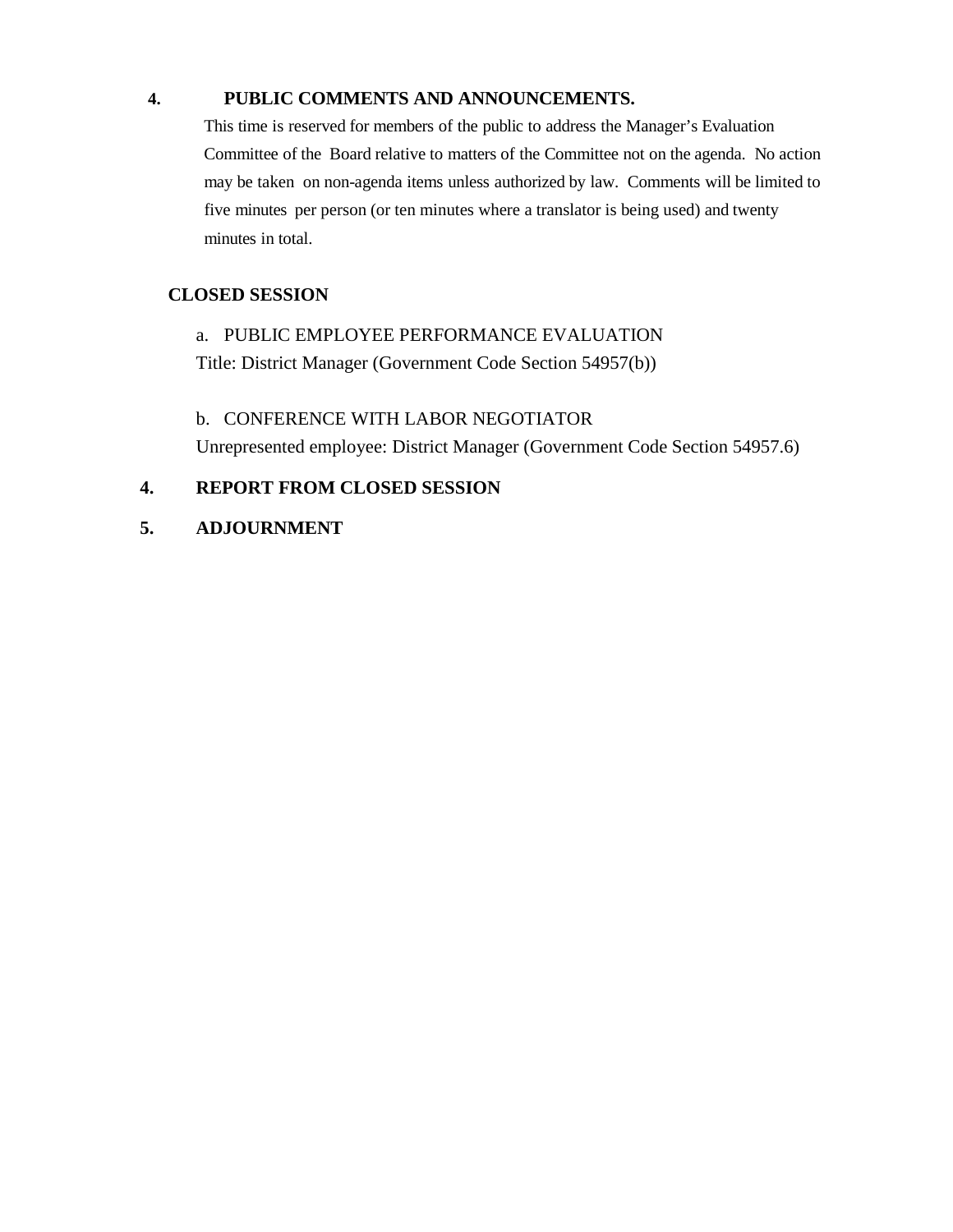**4. PUBLIC COMMENTS AND ANNOUNCEMENTS.**

This time is reserved for members of the public to address the Manager's Evaluation Committee of the Board relative to matters of the Committee not on the agenda. No action may be taken on non-agenda items unless authorized by law. Comments will be limited to five minutes per person (or ten minutes where a translator is being used) and twenty minutes in total.

**CLOSED SESSION**

a. PUBLIC EMPLOYEE PERFORMANCE EVALUATION
Title: District Manager (Government Code Section 54957(b))

b. CONFERENCE WITH LABOR NEGOTIATOR
Unrepresented employee: District Manager (Government Code Section 54957.6)

**4. REPORT FROM CLOSED SESSION**

**5. ADJOURNMENT**